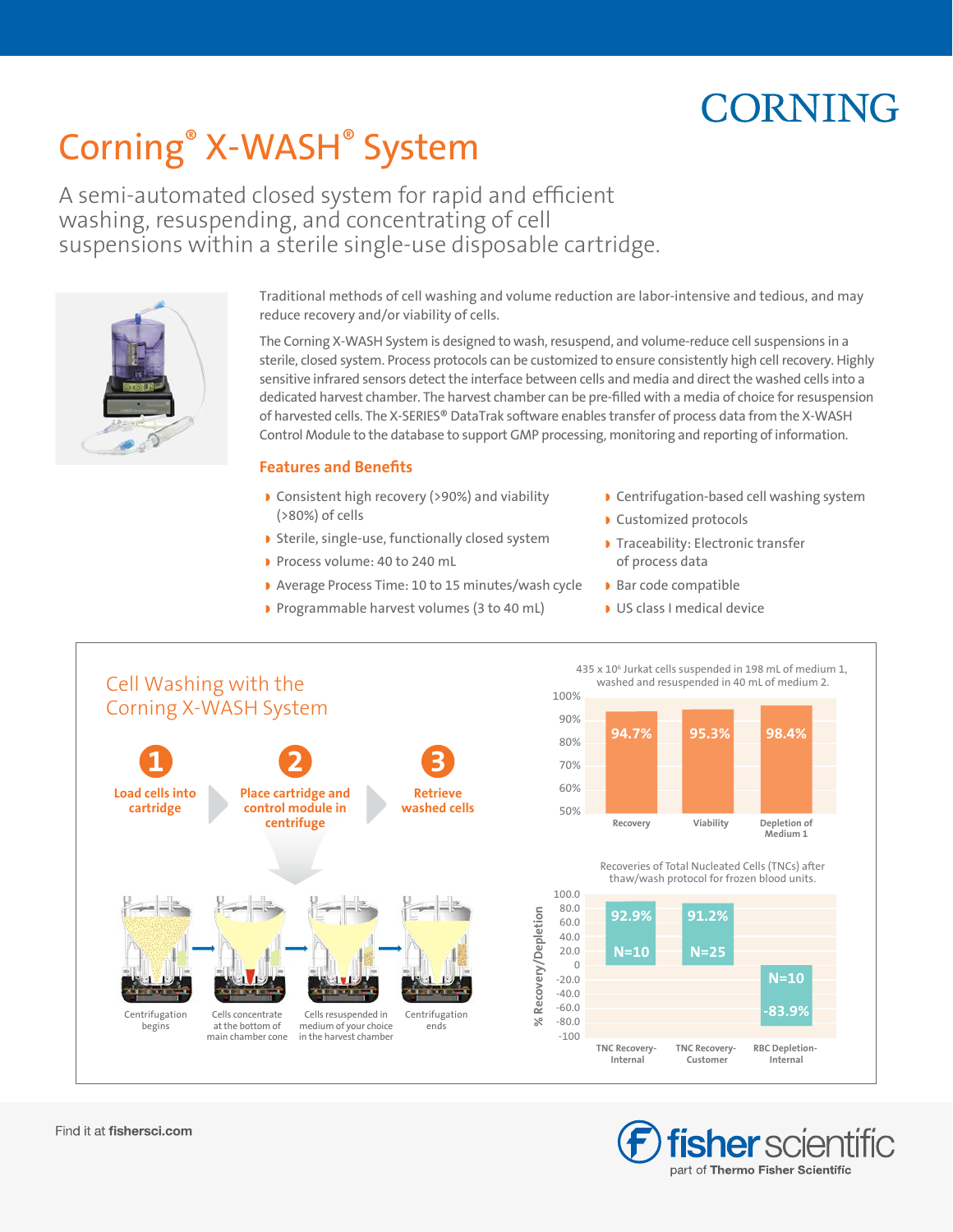# Corning® X-WASH® System

A semi-automated closed system for rapid and efficient washing, resuspending, and concentrating of cell suspensions within a sterile single-use disposable cartridge.

Traditional methods of cell washing and volume reduction are labor-intensive and tedious, and may reduce recovery and/or viability of cells.

The Corning X-WASH System is designed to wash, resuspend, and volume-reduce cell suspensions in a sterile, closed system. Process protocols can be customized to ensure consistently high cell recovery. Highly sensitive infrared sensors detect the interface between cells and media and direct the washed cells into a dedicated harvest chamber. The harvest chamber can be pre-filled with a media of choice for resuspension of harvested cells. The X-SERIES® DataTrak software enables transfer of process data from the X-WASH Control Module to the database to support GMP processing, monitoring and reporting of information.

## Features and Benefits

- Consistent high recovery (>90%) and viability (>80%) of cells
- Sterile, single-use, functionally closed system
- Process volume: 40 to 240 mL
- Average Process Time: 10 to 15 minutes/wash cycle
- Programmable harvest volumes (3 to 40 mL)
- Centrifugation-based cell washing system
- Customized protocols
- Traceability: Electronic transfer of process data
- Bar code compatible
- US class I medical device

## Cell Washing with the Corning X-WASH System

1. Load cells into cartridge
2. Place cartridge and control module in centrifuge
3. Retrieve washed cells

Centrifugation begins → Cells concentrate at the bottom of main chamber cone → Cells resuspended in medium of your choice in the harvest chamber → Centrifugation ends

$435 \times 10^6$ Jurkat cells suspended in 198 mL of medium 1, washed and resuspended in 40 mL of medium 2.

| Recovery | Viability | Depletion of Medium 1 |
|---|---|---|
| 94.7% | 95.3% | 98.4% |

Recoveries of Total Nucleated Cells (TNCs) after thaw/wash protocol for frozen blood units.

| | TNC Recovery-Internal | TNC Recovery-Customer | RBC Depletion-Internal |
|---|---|---|---|
| % Recovery/Depletion | 92.9% | 91.2% | -83.9% |
| N | 10 | 25 | 10 |

Find it at **fishersci.com**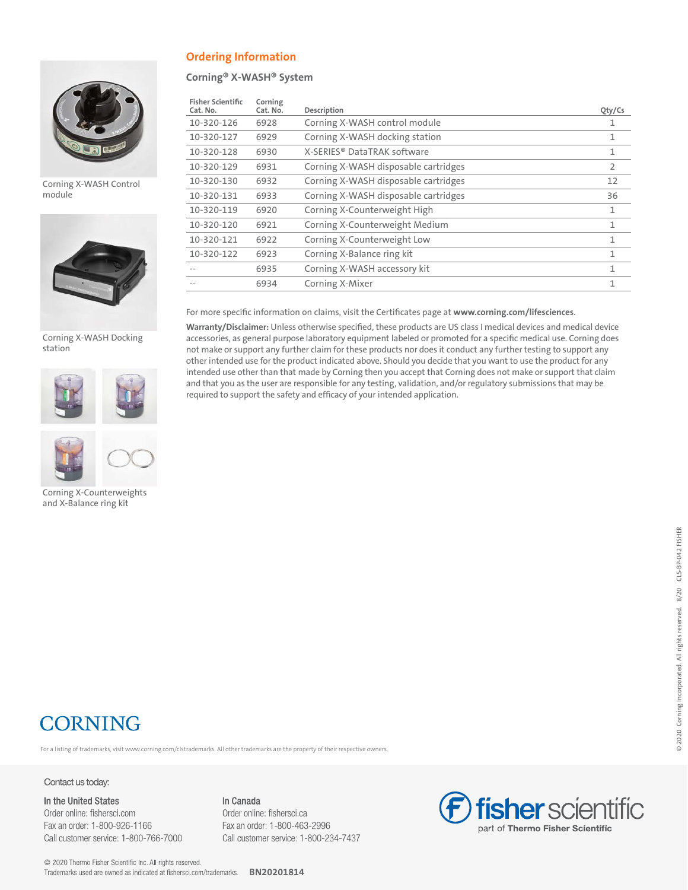Corning X-WASH Control module

Corning X-WASH Docking station

Corning X-Counterweights and X-Balance ring kit

## Ordering Information

### Corning® X-WASH® System

| Fisher Scientific Cat. No. | Corning Cat. No. | Description | Qty/Cs |
|---|---|---|---|
| 10-320-126 | 6928 | Corning X-WASH control module | 1 |
| 10-320-127 | 6929 | Corning X-WASH docking station | 1 |
| 10-320-128 | 6930 | X-SERIES® DataTRAK software | 1 |
| 10-320-129 | 6931 | Corning X-WASH disposable cartridges | 2 |
| 10-320-130 | 6932 | Corning X-WASH disposable cartridges | 12 |
| 10-320-131 | 6933 | Corning X-WASH disposable cartridges | 36 |
| 10-320-119 | 6920 | Corning X-Counterweight High | 1 |
| 10-320-120 | 6921 | Corning X-Counterweight Medium | 1 |
| 10-320-121 | 6922 | Corning X-Counterweight Low | 1 |
| 10-320-122 | 6923 | Corning X-Balance ring kit | 1 |
| -- | 6935 | Corning X-WASH accessory kit | 1 |
| -- | 6934 | Corning X-Mixer | 1 |

For more specific information on claims, visit the Certificates page at **www.corning.com/lifesciences**.

**Warranty/Disclaimer:** Unless otherwise specified, these products are US class I medical devices and medical device accessories, as general purpose laboratory equipment labeled or promoted for a specific medical use. Corning does not make or support any further claim for these products nor does it conduct any further testing to support any other intended use for the product indicated above. Should you decide that you want to use the product for any intended use other than that made by Corning then you accept that Corning does not make or support that claim and that you as the user are responsible for any testing, validation, and/or regulatory submissions that may be required to support the safety and efficacy of your intended application.

CORNING

For a listing of trademarks, visit www.corning.com/clstrademarks. All other trademarks are the property of their respective owners.

© 2020 Corning Incorporated. All rights reserved. 8/20 CLS-BP-042 FISHER

Contact us today:

**In the United States**
Order online: fishersci.com
Fax an order: 1-800-926-1166
Call customer service: 1-800-766-7000

**In Canada**
Order online: fishersci.ca
Fax an order: 1-800-463-2996
Call customer service: 1-800-234-7437

fisher scientific
part of Thermo Fisher Scientific

© 2020 Thermo Fisher Scientific Inc. All rights reserved.
Trademarks used are owned as indicated at fishersci.com/trademarks. **BN20201814**